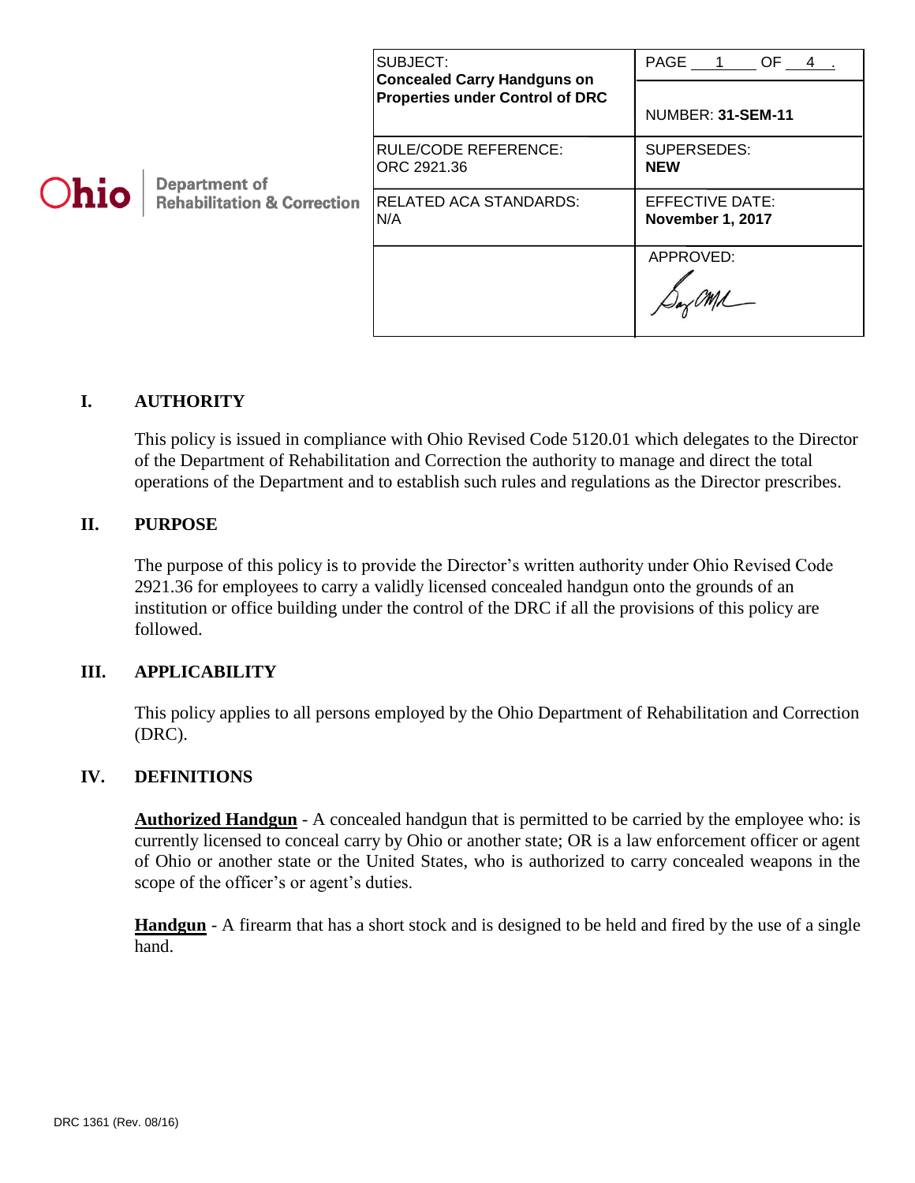**Ohio** | Department of Rehabilitation & Correction

| SUBJECT: **Concealed Carry Handguns on Properties under Control of DRC** | PAGE 1 OF 4. NUMBER: **31-SEM-11** |
|---|---|
| RULE/CODE REFERENCE: ORC 2921.36 | SUPERSEDES: **NEW** |
| RELATED ACA STANDARDS: N/A | EFFECTIVE DATE: **November 1, 2017** |
| | APPROVED: |

## I. AUTHORITY

This policy is issued in compliance with Ohio Revised Code 5120.01 which delegates to the Director of the Department of Rehabilitation and Correction the authority to manage and direct the total operations of the Department and to establish such rules and regulations as the Director prescribes.

## II. PURPOSE

The purpose of this policy is to provide the Director's written authority under Ohio Revised Code 2921.36 for employees to carry a validly licensed concealed handgun onto the grounds of an institution or office building under the control of the DRC if all the provisions of this policy are followed.

## III. APPLICABILITY

This policy applies to all persons employed by the Ohio Department of Rehabilitation and Correction (DRC).

## IV. DEFINITIONS

**Authorized Handgun** - A concealed handgun that is permitted to be carried by the employee who: is currently licensed to conceal carry by Ohio or another state; OR is a law enforcement officer or agent of Ohio or another state or the United States, who is authorized to carry concealed weapons in the scope of the officer's or agent's duties.

**Handgun** - A firearm that has a short stock and is designed to be held and fired by the use of a single hand.

DRC 1361 (Rev. 08/16)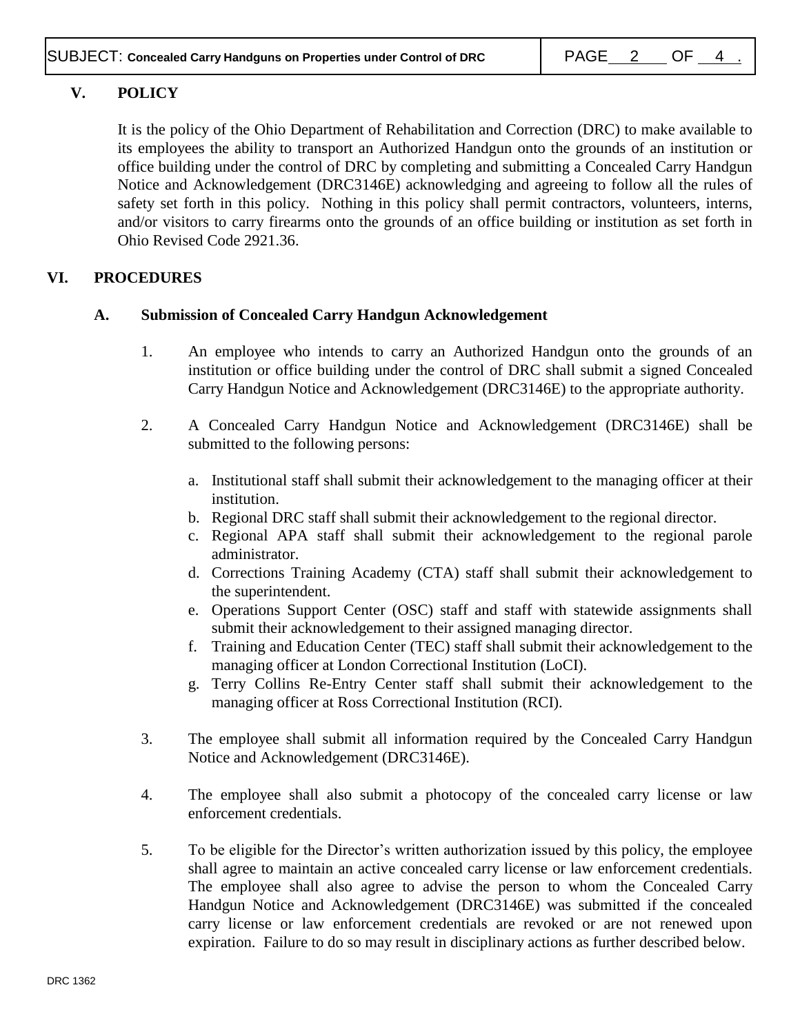## V. POLICY

It is the policy of the Ohio Department of Rehabilitation and Correction (DRC) to make available to its employees the ability to transport an Authorized Handgun onto the grounds of an institution or office building under the control of DRC by completing and submitting a Concealed Carry Handgun Notice and Acknowledgement (DRC3146E) acknowledging and agreeing to follow all the rules of safety set forth in this policy. Nothing in this policy shall permit contractors, volunteers, interns, and/or visitors to carry firearms onto the grounds of an office building or institution as set forth in Ohio Revised Code 2921.36.

## VI. PROCEDURES

### A. Submission of Concealed Carry Handgun Acknowledgement

1. An employee who intends to carry an Authorized Handgun onto the grounds of an institution or office building under the control of DRC shall submit a signed Concealed Carry Handgun Notice and Acknowledgement (DRC3146E) to the appropriate authority.

2. A Concealed Carry Handgun Notice and Acknowledgement (DRC3146E) shall be submitted to the following persons:

   a. Institutional staff shall submit their acknowledgement to the managing officer at their institution.
   b. Regional DRC staff shall submit their acknowledgement to the regional director.
   c. Regional APA staff shall submit their acknowledgement to the regional parole administrator.
   d. Corrections Training Academy (CTA) staff shall submit their acknowledgement to the superintendent.
   e. Operations Support Center (OSC) staff and staff with statewide assignments shall submit their acknowledgement to their assigned managing director.
   f. Training and Education Center (TEC) staff shall submit their acknowledgement to the managing officer at London Correctional Institution (LoCI).
   g. Terry Collins Re-Entry Center staff shall submit their acknowledgement to the managing officer at Ross Correctional Institution (RCI).

3. The employee shall submit all information required by the Concealed Carry Handgun Notice and Acknowledgement (DRC3146E).

4. The employee shall also submit a photocopy of the concealed carry license or law enforcement credentials.

5. To be eligible for the Director's written authorization issued by this policy, the employee shall agree to maintain an active concealed carry license or law enforcement credentials. The employee shall also agree to advise the person to whom the Concealed Carry Handgun Notice and Acknowledgement (DRC3146E) was submitted if the concealed carry license or law enforcement credentials are revoked or are not renewed upon expiration. Failure to do so may result in disciplinary actions as further described below.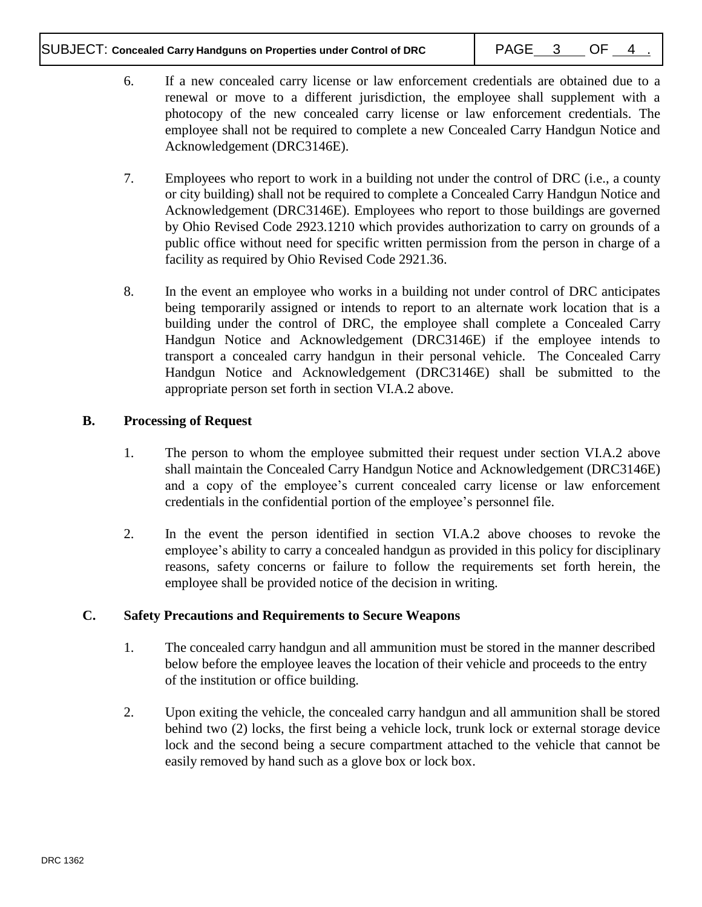6. If a new concealed carry license or law enforcement credentials are obtained due to a renewal or move to a different jurisdiction, the employee shall supplement with a photocopy of the new concealed carry license or law enforcement credentials. The employee shall not be required to complete a new Concealed Carry Handgun Notice and Acknowledgement (DRC3146E).

7. Employees who report to work in a building not under the control of DRC (i.e., a county or city building) shall not be required to complete a Concealed Carry Handgun Notice and Acknowledgement (DRC3146E). Employees who report to those buildings are governed by Ohio Revised Code 2923.1210 which provides authorization to carry on grounds of a public office without need for specific written permission from the person in charge of a facility as required by Ohio Revised Code 2921.36.

8. In the event an employee who works in a building not under control of DRC anticipates being temporarily assigned or intends to report to an alternate work location that is a building under the control of DRC, the employee shall complete a Concealed Carry Handgun Notice and Acknowledgement (DRC3146E) if the employee intends to transport a concealed carry handgun in their personal vehicle. The Concealed Carry Handgun Notice and Acknowledgement (DRC3146E) shall be submitted to the appropriate person set forth in section VI.A.2 above.

**B. Processing of Request**

1. The person to whom the employee submitted their request under section VI.A.2 above shall maintain the Concealed Carry Handgun Notice and Acknowledgement (DRC3146E) and a copy of the employee's current concealed carry license or law enforcement credentials in the confidential portion of the employee's personnel file.

2. In the event the person identified in section VI.A.2 above chooses to revoke the employee's ability to carry a concealed handgun as provided in this policy for disciplinary reasons, safety concerns or failure to follow the requirements set forth herein, the employee shall be provided notice of the decision in writing.

**C. Safety Precautions and Requirements to Secure Weapons**

1. The concealed carry handgun and all ammunition must be stored in the manner described below before the employee leaves the location of their vehicle and proceeds to the entry of the institution or office building.

2. Upon exiting the vehicle, the concealed carry handgun and all ammunition shall be stored behind two (2) locks, the first being a vehicle lock, trunk lock or external storage device lock and the second being a secure compartment attached to the vehicle that cannot be easily removed by hand such as a glove box or lock box.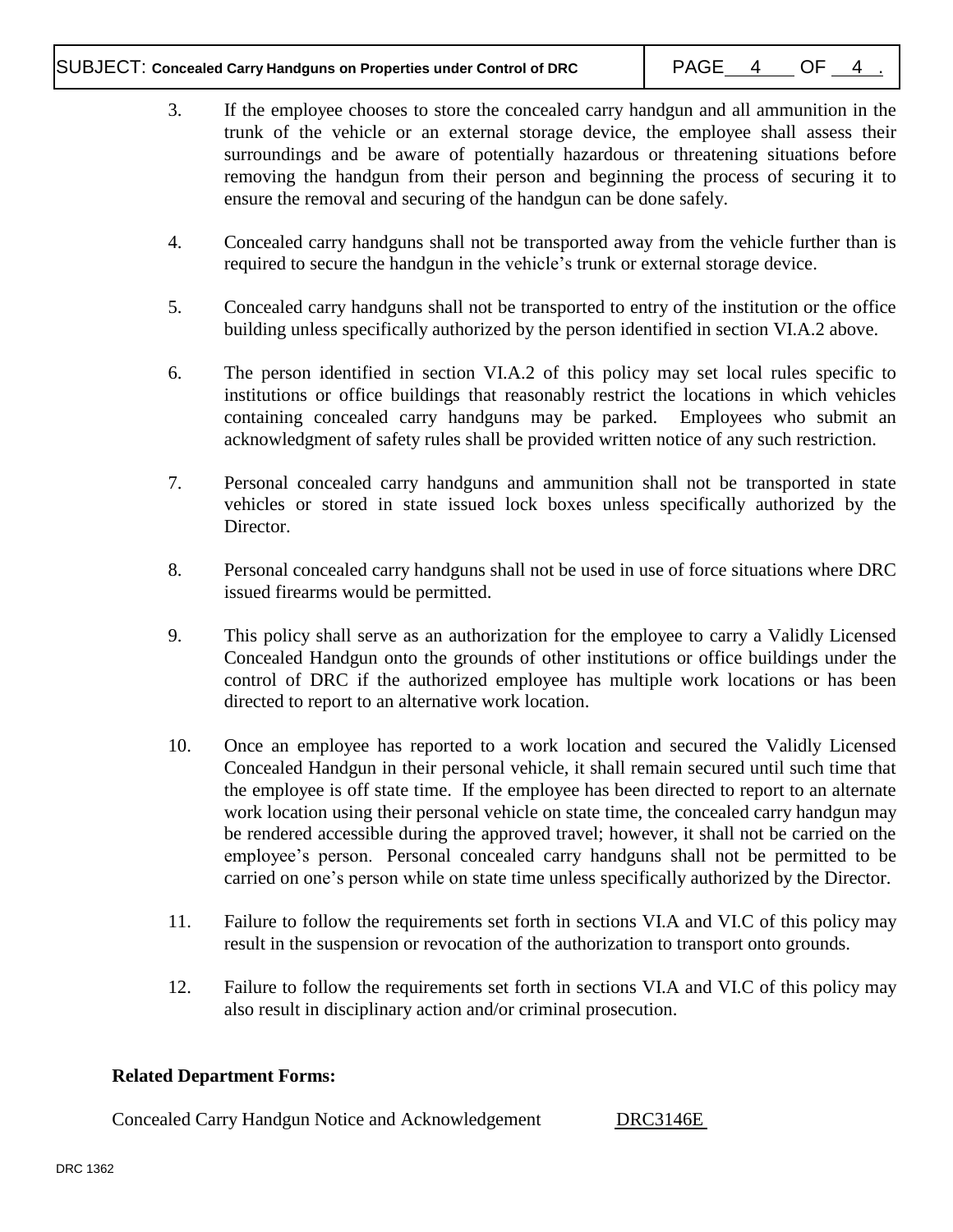3. If the employee chooses to store the concealed carry handgun and all ammunition in the trunk of the vehicle or an external storage device, the employee shall assess their surroundings and be aware of potentially hazardous or threatening situations before removing the handgun from their person and beginning the process of securing it to ensure the removal and securing of the handgun can be done safely.

4. Concealed carry handguns shall not be transported away from the vehicle further than is required to secure the handgun in the vehicle's trunk or external storage device.

5. Concealed carry handguns shall not be transported to entry of the institution or the office building unless specifically authorized by the person identified in section VI.A.2 above.

6. The person identified in section VI.A.2 of this policy may set local rules specific to institutions or office buildings that reasonably restrict the locations in which vehicles containing concealed carry handguns may be parked. Employees who submit an acknowledgment of safety rules shall be provided written notice of any such restriction.

7. Personal concealed carry handguns and ammunition shall not be transported in state vehicles or stored in state issued lock boxes unless specifically authorized by the Director.

8. Personal concealed carry handguns shall not be used in use of force situations where DRC issued firearms would be permitted.

9. This policy shall serve as an authorization for the employee to carry a Validly Licensed Concealed Handgun onto the grounds of other institutions or office buildings under the control of DRC if the authorized employee has multiple work locations or has been directed to report to an alternative work location.

10. Once an employee has reported to a work location and secured the Validly Licensed Concealed Handgun in their personal vehicle, it shall remain secured until such time that the employee is off state time. If the employee has been directed to report to an alternate work location using their personal vehicle on state time, the concealed carry handgun may be rendered accessible during the approved travel; however, it shall not be carried on the employee's person. Personal concealed carry handguns shall not be permitted to be carried on one's person while on state time unless specifically authorized by the Director.

11. Failure to follow the requirements set forth in sections VI.A and VI.C of this policy may result in the suspension or revocation of the authorization to transport onto grounds.

12. Failure to follow the requirements set forth in sections VI.A and VI.C of this policy may also result in disciplinary action and/or criminal prosecution.

**Related Department Forms:**

Concealed Carry Handgun Notice and Acknowledgement DRC3146E